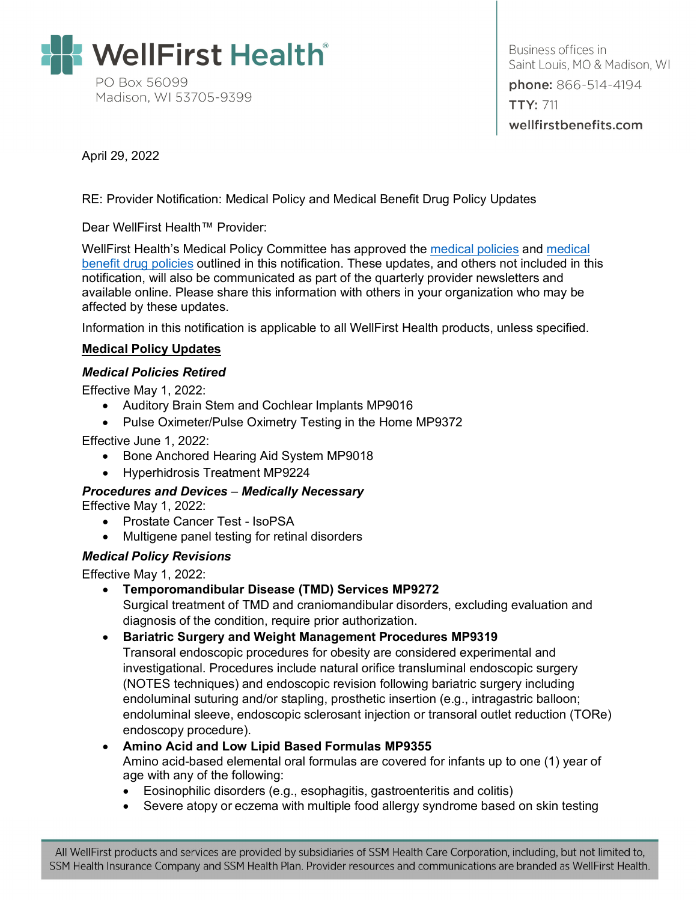WellFirst Health®
PO Box 56099
Madison, WI 53705-9399

Business offices in
Saint Louis, MO & Madison, WI
**phone:** 866-514-4194
**TTY:** 711
**wellfirstbenefits.com**

April 29, 2022

RE: Provider Notification: Medical Policy and Medical Benefit Drug Policy Updates

Dear WellFirst Health™ Provider:

WellFirst Health's Medical Policy Committee has approved the medical policies and medical benefit drug policies outlined in this notification. These updates, and others not included in this notification, will also be communicated as part of the quarterly provider newsletters and available online. Please share this information with others in your organization who may be affected by these updates.

Information in this notification is applicable to all WellFirst Health products, unless specified.

## Medical Policy Updates

### *Medical Policies Retired*

Effective May 1, 2022:

- Auditory Brain Stem and Cochlear Implants MP9016
- Pulse Oximeter/Pulse Oximetry Testing in the Home MP9372

Effective June 1, 2022:

- Bone Anchored Hearing Aid System MP9018
- Hyperhidrosis Treatment MP9224

### *Procedures and Devices – Medically Necessary*

Effective May 1, 2022:

- Prostate Cancer Test - IsoPSA
- Multigene panel testing for retinal disorders

### *Medical Policy Revisions*

Effective May 1, 2022:

- **Temporomandibular Disease (TMD) Services MP9272**
  Surgical treatment of TMD and craniomandibular disorders, excluding evaluation and diagnosis of the condition, require prior authorization.
- **Bariatric Surgery and Weight Management Procedures MP9319**
  Transoral endoscopic procedures for obesity are considered experimental and investigational. Procedures include natural orifice transluminal endoscopic surgery (NOTES techniques) and endoscopic revision following bariatric surgery including endoluminal suturing and/or stapling, prosthetic insertion (e.g., intragastric balloon; endoluminal sleeve, endoscopic sclerosant injection or transoral outlet reduction (TORe) endoscopy procedure).
- **Amino Acid and Low Lipid Based Formulas MP9355**
  Amino acid-based elemental oral formulas are covered for infants up to one (1) year of age with any of the following:
  - Eosinophilic disorders (e.g., esophagitis, gastroenteritis and colitis)
  - Severe atopy or eczema with multiple food allergy syndrome based on skin testing

All WellFirst products and services are provided by subsidiaries of SSM Health Care Corporation, including, but not limited to, SSM Health Insurance Company and SSM Health Plan. Provider resources and communications are branded as WellFirst Health.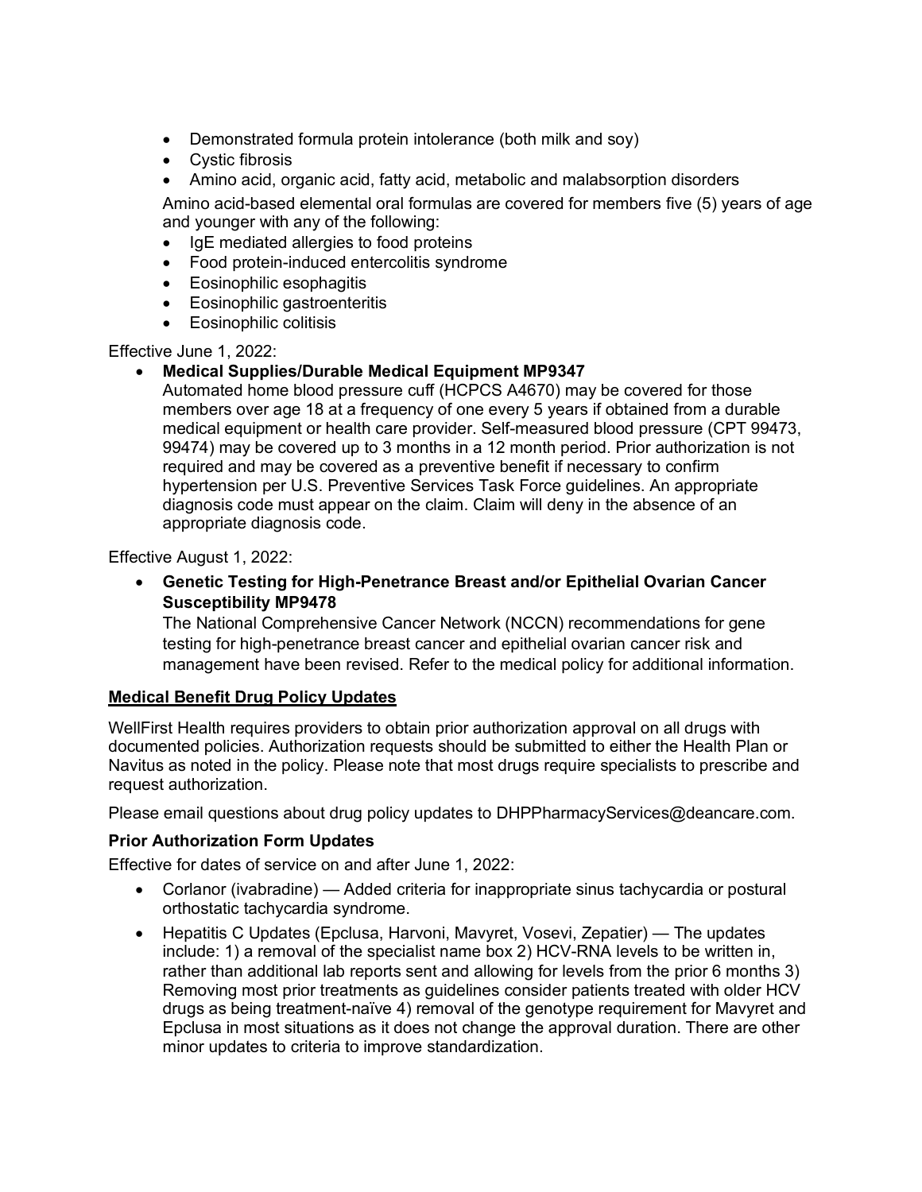- Demonstrated formula protein intolerance (both milk and soy)
- Cystic fibrosis
- Amino acid, organic acid, fatty acid, metabolic and malabsorption disorders

Amino acid-based elemental oral formulas are covered for members five (5) years of age and younger with any of the following:

- IgE mediated allergies to food proteins
- Food protein-induced entercolitis syndrome
- Eosinophilic esophagitis
- Eosinophilic gastroenteritis
- Eosinophilic colitisis

Effective June 1, 2022:

- **Medical Supplies/Durable Medical Equipment MP9347**
  Automated home blood pressure cuff (HCPCS A4670) may be covered for those members over age 18 at a frequency of one every 5 years if obtained from a durable medical equipment or health care provider. Self-measured blood pressure (CPT 99473, 99474) may be covered up to 3 months in a 12 month period. Prior authorization is not required and may be covered as a preventive benefit if necessary to confirm hypertension per U.S. Preventive Services Task Force guidelines. An appropriate diagnosis code must appear on the claim. Claim will deny in the absence of an appropriate diagnosis code.

Effective August 1, 2022:

- **Genetic Testing for High-Penetrance Breast and/or Epithelial Ovarian Cancer Susceptibility MP9478**
  The National Comprehensive Cancer Network (NCCN) recommendations for gene testing for high-penetrance breast cancer and epithelial ovarian cancer risk and management have been revised. Refer to the medical policy for additional information.

## Medical Benefit Drug Policy Updates

WellFirst Health requires providers to obtain prior authorization approval on all drugs with documented policies. Authorization requests should be submitted to either the Health Plan or Navitus as noted in the policy. Please note that most drugs require specialists to prescribe and request authorization.

Please email questions about drug policy updates to DHPPharmacyServices@deancare.com.

### Prior Authorization Form Updates

Effective for dates of service on and after June 1, 2022:

- Corlanor (ivabradine) — Added criteria for inappropriate sinus tachycardia or postural orthostatic tachycardia syndrome.
- Hepatitis C Updates (Epclusa, Harvoni, Mavyret, Vosevi, Zepatier) — The updates include: 1) a removal of the specialist name box 2) HCV-RNA levels to be written in, rather than additional lab reports sent and allowing for levels from the prior 6 months 3) Removing most prior treatments as guidelines consider patients treated with older HCV drugs as being treatment-naïve 4) removal of the genotype requirement for Mavyret and Epclusa in most situations as it does not change the approval duration. There are other minor updates to criteria to improve standardization.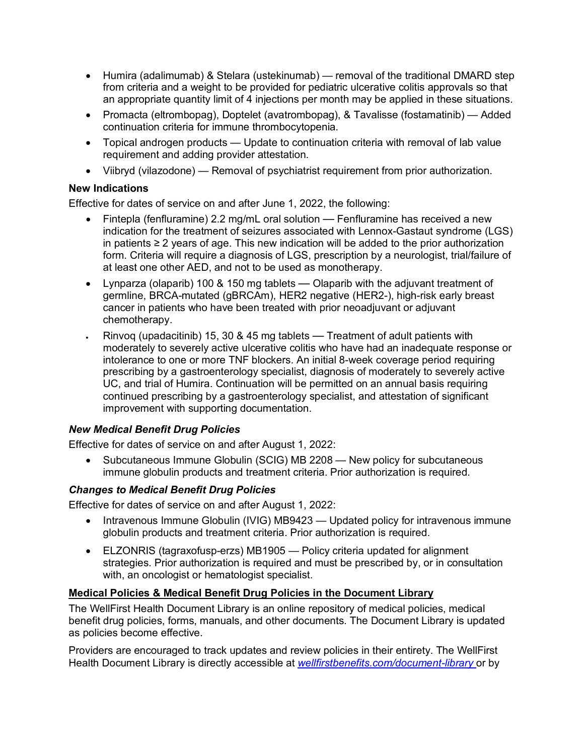- Humira (adalimumab) & Stelara (ustekinumab) — removal of the traditional DMARD step from criteria and a weight to be provided for pediatric ulcerative colitis approvals so that an appropriate quantity limit of 4 injections per month may be applied in these situations.
- Promacta (eltrombopag), Doptelet (avatrombopag), & Tavalisse (fostamatinib) — Added continuation criteria for immune thrombocytopenia.
- Topical androgen products — Update to continuation criteria with removal of lab value requirement and adding provider attestation.
- Viibryd (vilazodone) — Removal of psychiatrist requirement from prior authorization.

**New Indications**

Effective for dates of service on and after June 1, 2022, the following:

- Fintepla (fenfluramine) 2.2 mg/mL oral solution — Fenfluramine has received a new indication for the treatment of seizures associated with Lennox-Gastaut syndrome (LGS) in patients ≥ 2 years of age. This new indication will be added to the prior authorization form. Criteria will require a diagnosis of LGS, prescription by a neurologist, trial/failure of at least one other AED, and not to be used as monotherapy.
- Lynparza (olaparib) 100 & 150 mg tablets — Olaparib with the adjuvant treatment of germline, BRCA-mutated (gBRCAm), HER2 negative (HER2-), high-risk early breast cancer in patients who have been treated with prior neoadjuvant or adjuvant chemotherapy.
- Rinvoq (upadacitinib) 15, 30 & 45 mg tablets — Treatment of adult patients with moderately to severely active ulcerative colitis who have had an inadequate response or intolerance to one or more TNF blockers. An initial 8-week coverage period requiring prescribing by a gastroenterology specialist, diagnosis of moderately to severely active UC, and trial of Humira. Continuation will be permitted on an annual basis requiring continued prescribing by a gastroenterology specialist, and attestation of significant improvement with supporting documentation.

***New Medical Benefit Drug Policies***

Effective for dates of service on and after August 1, 2022:

- Subcutaneous Immune Globulin (SCIG) MB 2208 — New policy for subcutaneous immune globulin products and treatment criteria. Prior authorization is required.

***Changes to Medical Benefit Drug Policies***

Effective for dates of service on and after August 1, 2022:

- Intravenous Immune Globulin (IVIG) MB9423 — Updated policy for intravenous immune globulin products and treatment criteria. Prior authorization is required.
- ELZONRIS (tagraxofusp-erzs) MB1905 — Policy criteria updated for alignment strategies. Prior authorization is required and must be prescribed by, or in consultation with, an oncologist or hematologist specialist.

**Medical Policies & Medical Benefit Drug Policies in the Document Library**

The WellFirst Health Document Library is an online repository of medical policies, medical benefit drug policies, forms, manuals, and other documents. The Document Library is updated as policies become effective.

Providers are encouraged to track updates and review policies in their entirety. The WellFirst Health Document Library is directly accessible at *wellfirstbenefits.com/document-library* or by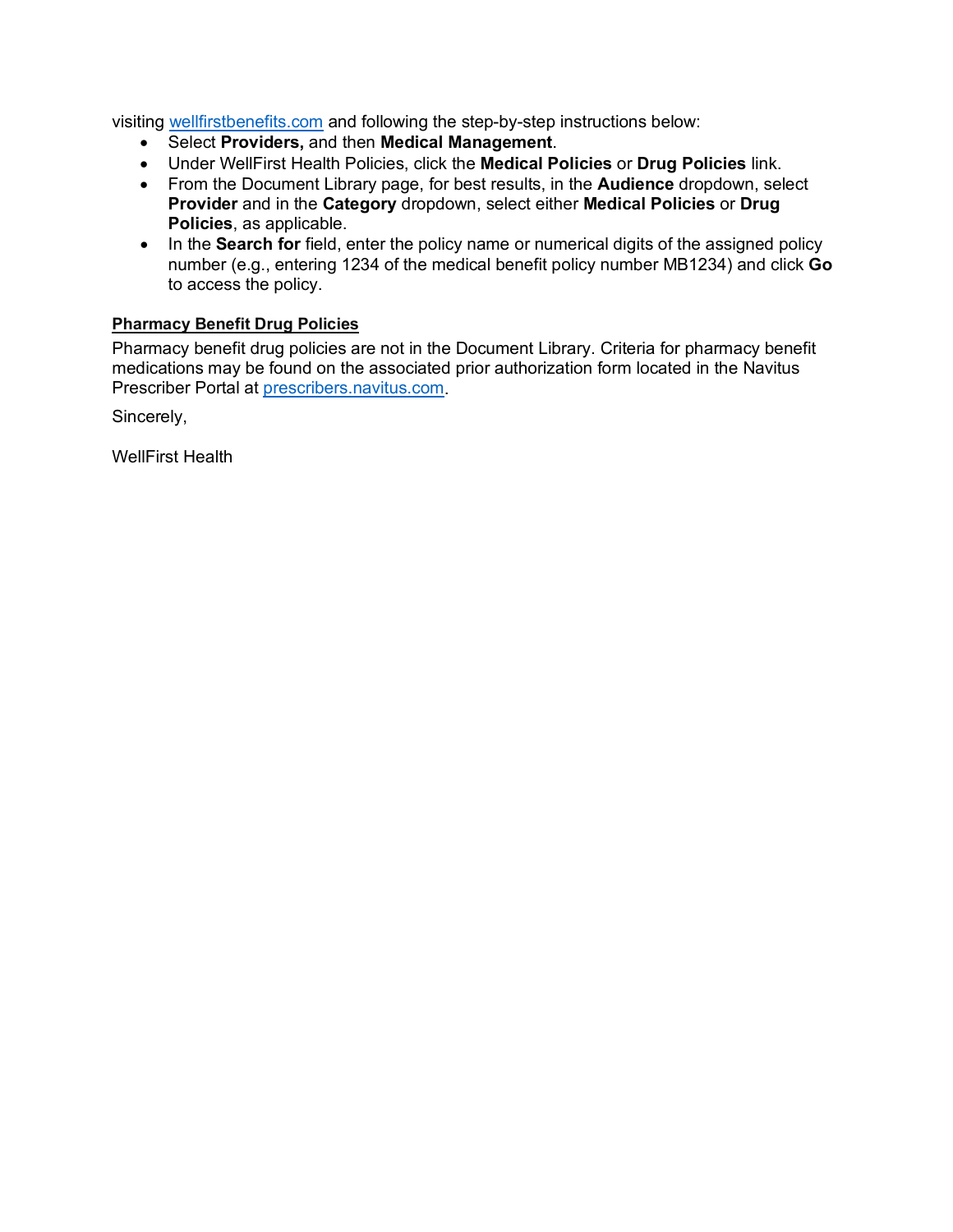visiting wellfirstbenefits.com and following the step-by-step instructions below:

- Select **Providers,** and then **Medical Management**.
- Under WellFirst Health Policies, click the **Medical Policies** or **Drug Policies** link.
- From the Document Library page, for best results, in the **Audience** dropdown, select **Provider** and in the **Category** dropdown, select either **Medical Policies** or **Drug Policies**, as applicable.
- In the **Search for** field, enter the policy name or numerical digits of the assigned policy number (e.g., entering 1234 of the medical benefit policy number MB1234) and click **Go** to access the policy.

**Pharmacy Benefit Drug Policies**

Pharmacy benefit drug policies are not in the Document Library. Criteria for pharmacy benefit medications may be found on the associated prior authorization form located in the Navitus Prescriber Portal at prescribers.navitus.com.

Sincerely,

WellFirst Health